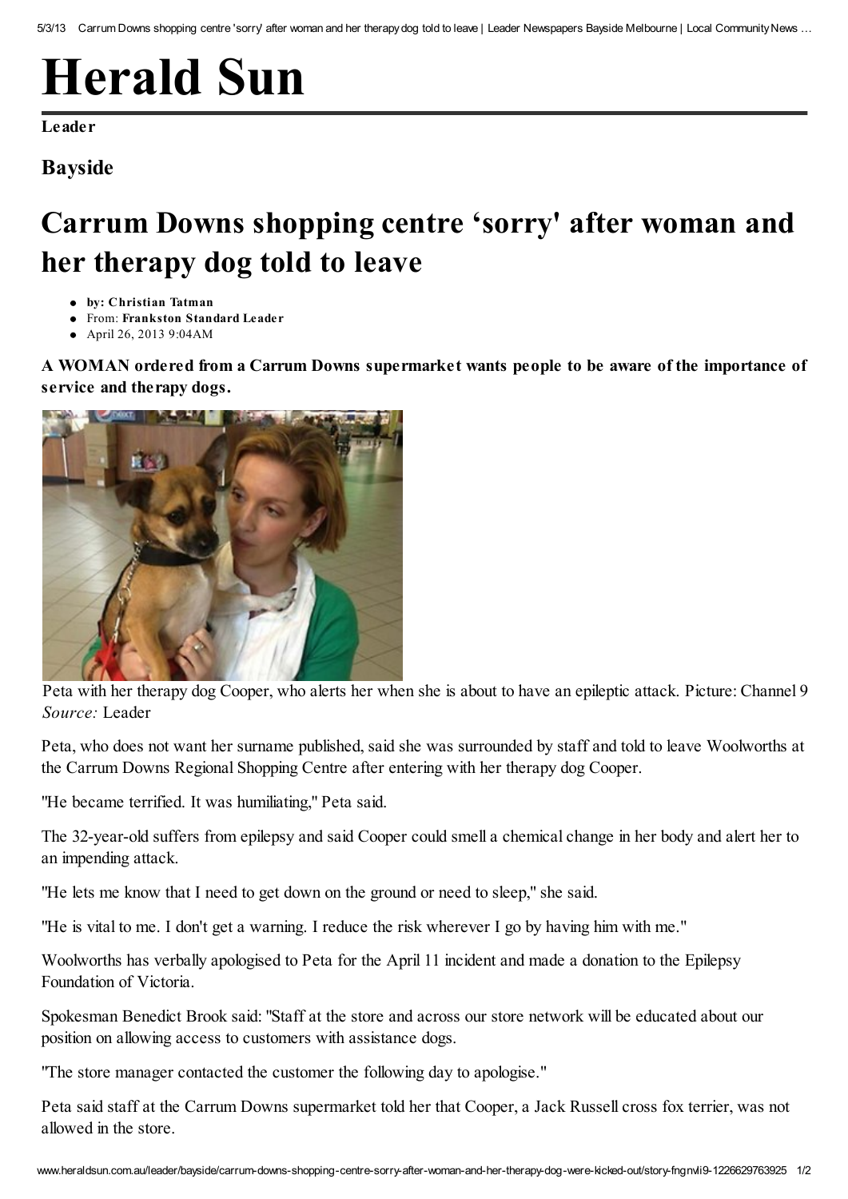# Herald Sun

**Leader**

## Bayside

# Carrum Downs shopping centre 'sorry' after woman and her therapy dog told to leave

- **by: Christian Tatman**
- From: **Frankston Standard Leader**
- April 26, 2013 9:04AM

**A WOMAN ordered from a Carrum Downs supermarket wants people to be aware of the importance of service and therapy dogs.**

Peta with her therapy dog Cooper, who alerts her when she is about to have an epileptic attack. Picture: Channel 9 *Source:* Leader

Peta, who does not want her surname published, said she was surrounded by staff and told to leave Woolworths at the Carrum Downs Regional Shopping Centre after entering with her therapy dog Cooper.

"He became terrified. It was humiliating," Peta said.

The 32-year-old suffers from epilepsy and said Cooper could smell a chemical change in her body and alert her to an impending attack.

"He lets me know that I need to get down on the ground or need to sleep," she said.

"He is vital to me. I don't get a warning. I reduce the risk wherever I go by having him with me."

Woolworths has verbally apologised to Peta for the April 11 incident and made a donation to the Epilepsy Foundation of Victoria.

Spokesman Benedict Brook said: "Staff at the store and across our store network will be educated about our position on allowing access to customers with assistance dogs.

"The store manager contacted the customer the following day to apologise."

Peta said staff at the Carrum Downs supermarket told her that Cooper, a Jack Russell cross fox terrier, was not allowed in the store.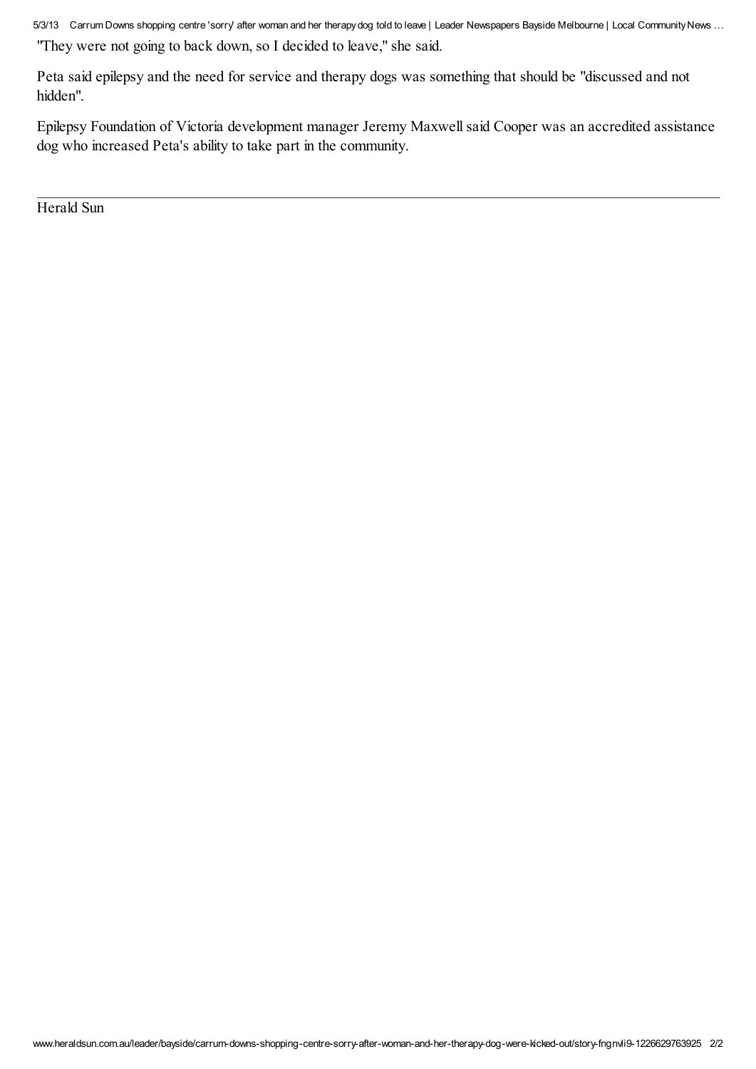"They were not going to back down, so I decided to leave," she said.

Peta said epilepsy and the need for service and therapy dogs was something that should be "discussed and not hidden".

Epilepsy Foundation of Victoria development manager Jeremy Maxwell said Cooper was an accredited assistance dog who increased Peta's ability to take part in the community.

---

Herald Sun